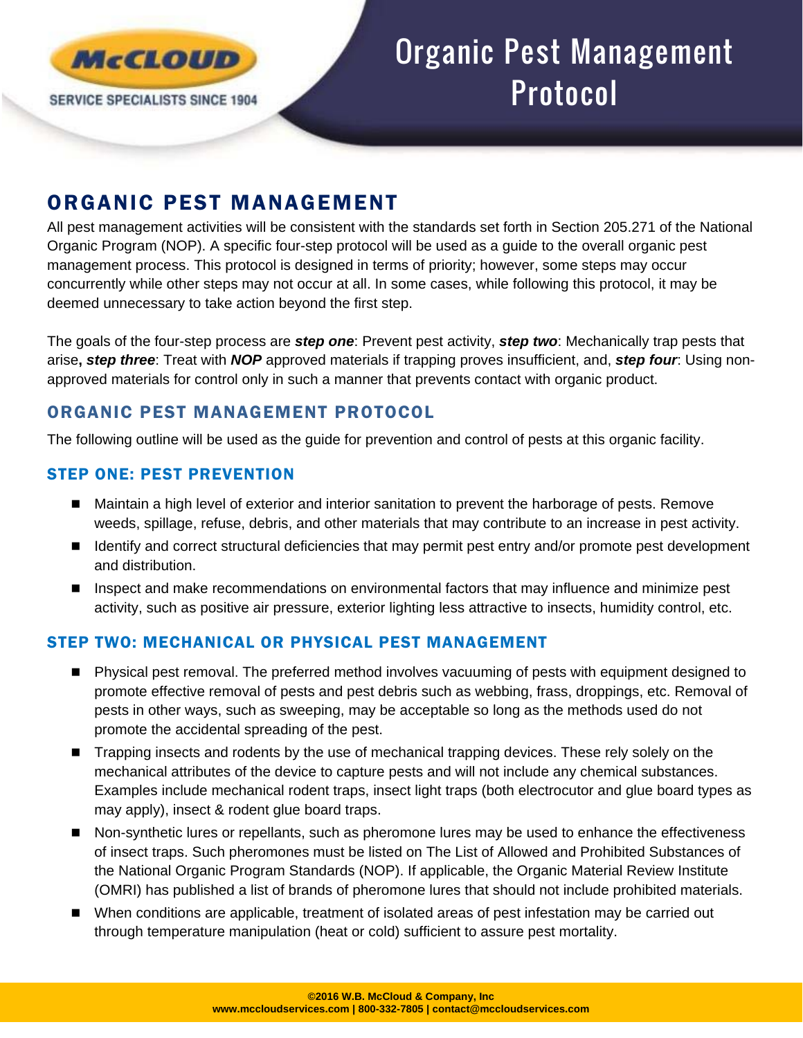# Organic Pest Management Protocol

## ORGANIC PEST MANAGEMENT

All pest management activities will be consistent with the standards set forth in Section 205.271 of the National Organic Program (NOP). A specific four-step protocol will be used as a guide to the overall organic pest management process. This protocol is designed in terms of priority; however, some steps may occur concurrently while other steps may not occur at all. In some cases, while following this protocol, it may be deemed unnecessary to take action beyond the first step.

The goals of the four-step process are ***step one***: Prevent pest activity, ***step two***: Mechanically trap pests that arise**,** ***step three***: Treat with ***NOP*** approved materials if trapping proves insufficient, and, ***step four***: Using non-approved materials for control only in such a manner that prevents contact with organic product.

### ORGANIC PEST MANAGEMENT PROTOCOL

The following outline will be used as the guide for prevention and control of pests at this organic facility.

### STEP ONE: PEST PREVENTION

- Maintain a high level of exterior and interior sanitation to prevent the harborage of pests. Remove weeds, spillage, refuse, debris, and other materials that may contribute to an increase in pest activity.
- Identify and correct structural deficiencies that may permit pest entry and/or promote pest development and distribution.
- Inspect and make recommendations on environmental factors that may influence and minimize pest activity, such as positive air pressure, exterior lighting less attractive to insects, humidity control, etc.

### STEP TWO: MECHANICAL OR PHYSICAL PEST MANAGEMENT

- Physical pest removal. The preferred method involves vacuuming of pests with equipment designed to promote effective removal of pests and pest debris such as webbing, frass, droppings, etc. Removal of pests in other ways, such as sweeping, may be acceptable so long as the methods used do not promote the accidental spreading of the pest.
- Trapping insects and rodents by the use of mechanical trapping devices. These rely solely on the mechanical attributes of the device to capture pests and will not include any chemical substances. Examples include mechanical rodent traps, insect light traps (both electrocutor and glue board types as may apply), insect & rodent glue board traps.
- Non-synthetic lures or repellants, such as pheromone lures may be used to enhance the effectiveness of insect traps. Such pheromones must be listed on The List of Allowed and Prohibited Substances of the National Organic Program Standards (NOP). If applicable, the Organic Material Review Institute (OMRI) has published a list of brands of pheromone lures that should not include prohibited materials.
- When conditions are applicable, treatment of isolated areas of pest infestation may be carried out through temperature manipulation (heat or cold) sufficient to assure pest mortality.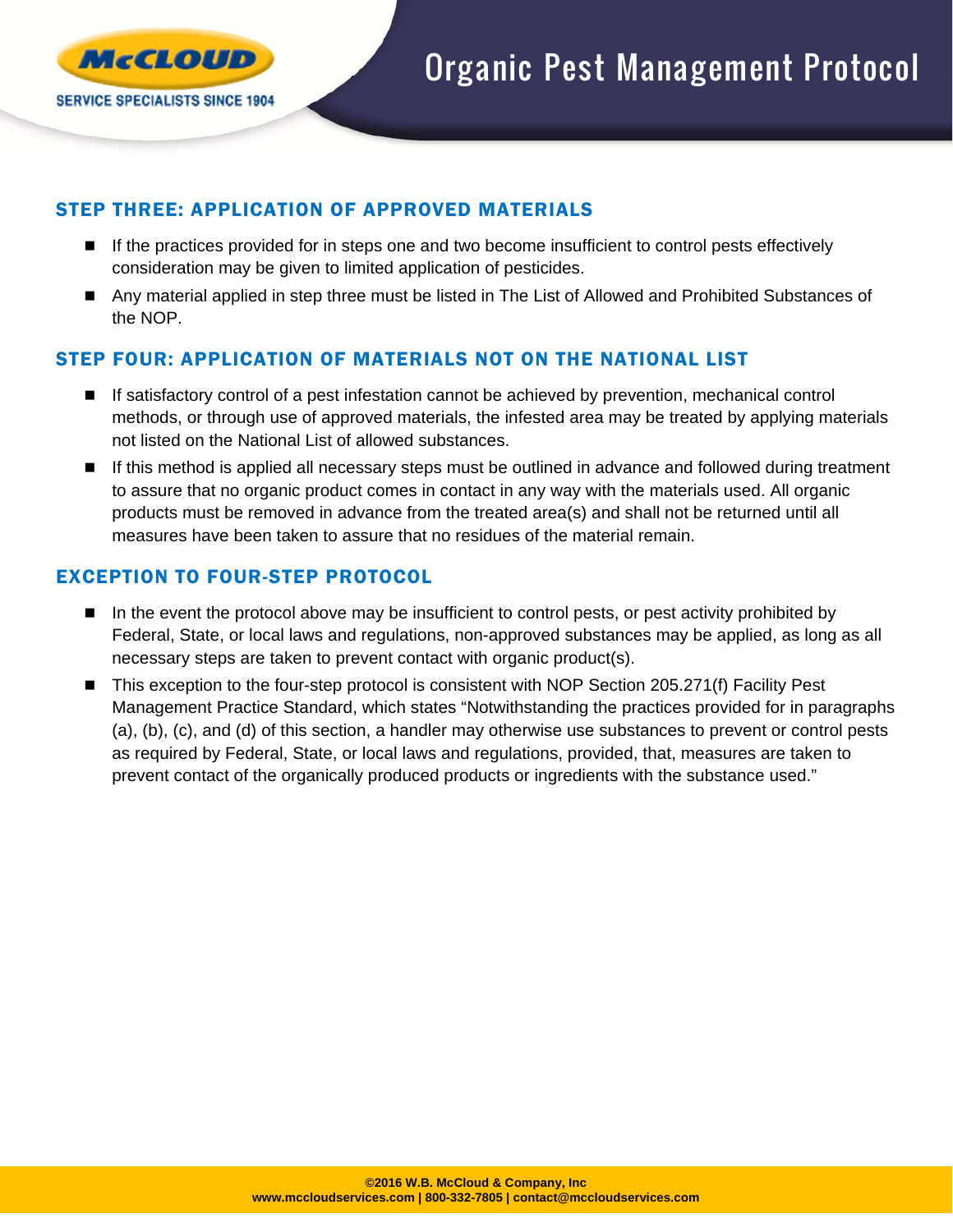## STEP THREE: APPLICATION OF APPROVED MATERIALS

- If the practices provided for in steps one and two become insufficient to control pests effectively consideration may be given to limited application of pesticides.
- Any material applied in step three must be listed in The List of Allowed and Prohibited Substances of the NOP.

## STEP FOUR: APPLICATION OF MATERIALS NOT ON THE NATIONAL LIST

- If satisfactory control of a pest infestation cannot be achieved by prevention, mechanical control methods, or through use of approved materials, the infested area may be treated by applying materials not listed on the National List of allowed substances.
- If this method is applied all necessary steps must be outlined in advance and followed during treatment to assure that no organic product comes in contact in any way with the materials used. All organic products must be removed in advance from the treated area(s) and shall not be returned until all measures have been taken to assure that no residues of the material remain.

## EXCEPTION TO FOUR-STEP PROTOCOL

- In the event the protocol above may be insufficient to control pests, or pest activity prohibited by Federal, State, or local laws and regulations, non-approved substances may be applied, as long as all necessary steps are taken to prevent contact with organic product(s).
- This exception to the four-step protocol is consistent with NOP Section 205.271(f) Facility Pest Management Practice Standard, which states "Notwithstanding the practices provided for in paragraphs (a), (b), (c), and (d) of this section, a handler may otherwise use substances to prevent or control pests as required by Federal, State, or local laws and regulations, provided, that, measures are taken to prevent contact of the organically produced products or ingredients with the substance used."